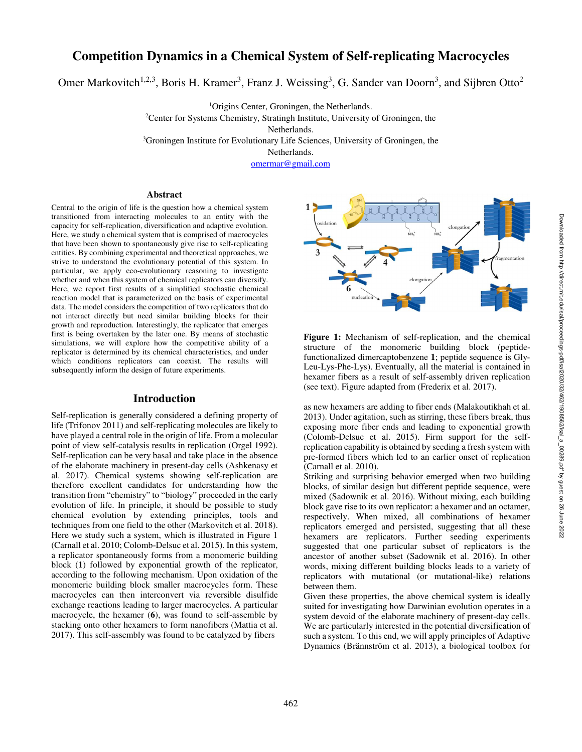# Competition Dynamics in a Chemical System of Self-replicating Macrocycles

Omer Markovitch[1,2,3], Boris H. Kramer[3], Franz J. Weissing[3], G. Sander van Doorn[3], and Sijbren Otto[2]

[1]Origins Center, Groningen, the Netherlands.
[2]Center for Systems Chemistry, Stratingh Institute, University of Groningen, the Netherlands.
[3]Groningen Institute for Evolutionary Life Sciences, University of Groningen, the Netherlands.
omermar@gmail.com

## Abstract

Central to the origin of life is the question how a chemical system transitioned from interacting molecules to an entity with the capacity for self-replication, diversification and adaptive evolution. Here, we study a chemical system that is comprised of macrocycles that have been shown to spontaneously give rise to self-replicating entities. By combining experimental and theoretical approaches, we strive to understand the evolutionary potential of this system. In particular, we apply eco-evolutionary reasoning to investigate whether and when this system of chemical replicators can diversify. Here, we report first results of a simplified stochastic chemical reaction model that is parameterized on the basis of experimental data. The model considers the competition of two replicators that do not interact directly but need similar building blocks for their growth and reproduction. Interestingly, the replicator that emerges first is being overtaken by the later one. By means of stochastic simulations, we will explore how the competitive ability of a replicator is determined by its chemical characteristics, and under which conditions replicators can coexist. The results will subsequently inform the design of future experiments.

## Introduction

Self-replication is generally considered a defining property of life (Trifonov 2011) and self-replicating molecules are likely to have played a central role in the origin of life. From a molecular point of view self-catalysis results in replication (Orgel 1992). Self-replication can be very basal and take place in the absence of the elaborate machinery in present-day cells (Ashkenasy et al. 2017). Chemical systems showing self-replication are therefore excellent candidates for understanding how the transition from "chemistry" to "biology" proceeded in the early evolution of life. In principle, it should be possible to study chemical evolution by extending principles, tools and techniques from one field to the other (Markovitch et al. 2018). Here we study such a system, which is illustrated in Figure 1 (Carnall et al. 2010; Colomb-Delsuc et al. 2015). In this system, a replicator spontaneously forms from a monomeric building block (**1**) followed by exponential growth of the replicator, according to the following mechanism. Upon oxidation of the monomeric building block smaller macrocycles form. These macrocycles can then interconvert via reversible disulfide exchange reactions leading to larger macrocycles. A particular macrocycle, the hexamer (**6**), was found to self-assemble by stacking onto other hexamers to form nanofibers (Mattia et al. 2017). This self-assembly was found to be catalyzed by fibers as new hexamers are adding to fiber ends (Malakoutikhah et al. 2013). Under agitation, such as stirring, these fibers break, thus exposing more fiber ends and leading to exponential growth (Colomb-Delsuc et al. 2015). Firm support for the self-replication capability is obtained by seeding a fresh system with pre-formed fibers which led to an earlier onset of replication (Carnall et al. 2010).

Striking and surprising behavior emerged when two building blocks, of similar design but different peptide sequence, were mixed (Sadownik et al. 2016). Without mixing, each building block gave rise to its own replicator: a hexamer and an octamer, respectively. When mixed, all combinations of hexamer replicators emerged and persisted, suggesting that all these hexamers are replicators. Further seeding experiments suggested that one particular subset of replicators is the ancestor of another subset (Sadownik et al. 2016). In other words, mixing different building blocks leads to a variety of replicators with mutational (or mutational-like) relations between them.

Given these properties, the above chemical system is ideally suited for investigating how Darwinian evolution operates in a system devoid of the elaborate machinery of present-day cells. We are particularly interested in the potential diversification of such a system. To this end, we will apply principles of Adaptive Dynamics (Brännström et al. 2013), a biological toolbox for

1
oxidation
3
4
6
nucleation
elongation
elongation
fragmentation

**Figure 1:** Mechanism of self-replication, and the chemical structure of the monomeric building block (peptide-functionalized dimercaptobenzene **1**; peptide sequence is Gly-Leu-Lys-Phe-Lys). Eventually, all the material is contained in hexamer fibers as a result of self-assembly driven replication (see text). Figure adapted from (Frederix et al. 2017).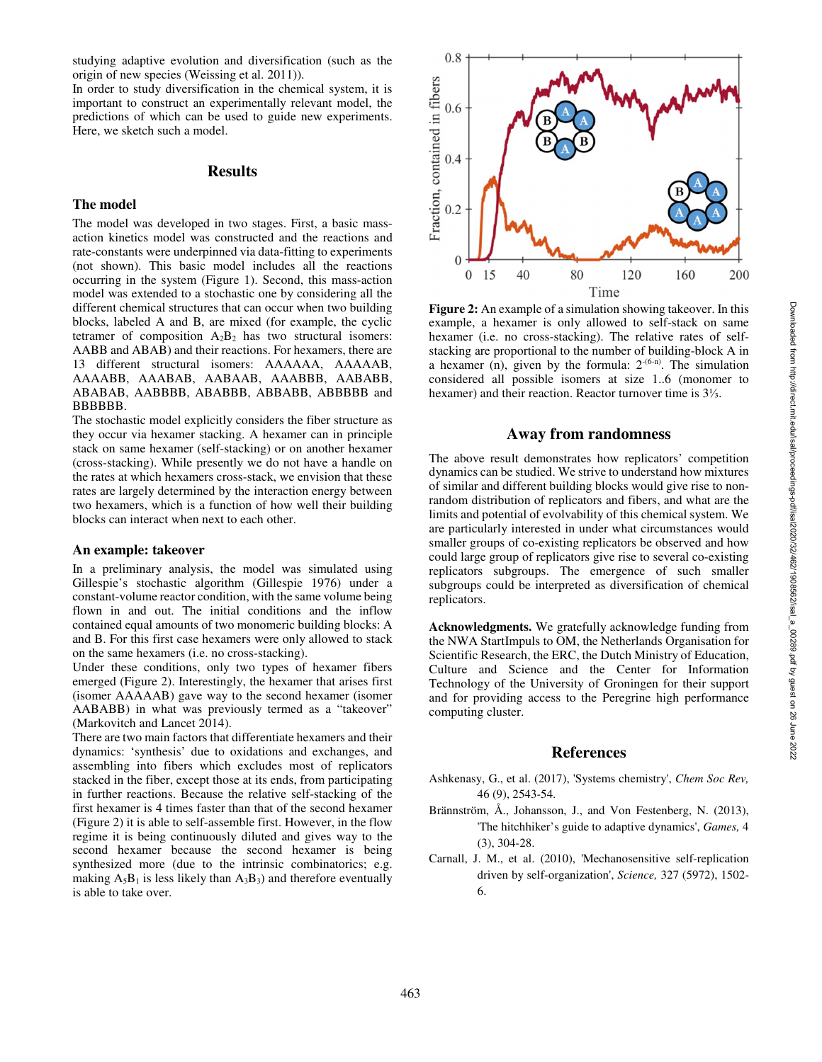studying adaptive evolution and diversification (such as the origin of new species (Weissing et al. 2011)).
In order to study diversification in the chemical system, it is important to construct an experimentally relevant model, the predictions of which can be used to guide new experiments. Here, we sketch such a model.

## Results

### The model

The model was developed in two stages. First, a basic mass-action kinetics model was constructed and the reactions and rate-constants were underpinned via data-fitting to experiments (not shown). This basic model includes all the reactions occurring in the system (Figure 1). Second, this mass-action model was extended to a stochastic one by considering all the different chemical structures that can occur when two building blocks, labeled A and B, are mixed (for example, the cyclic tetramer of composition $A_2B_2$ has two structural isomers: AABB and ABAB) and their reactions. For hexamers, there are 13 different structural isomers: AAAAAA, AAAAAB, AAAABB, AAABAB, AABAAB, AAABBB, AABABB, ABABAB, AABBBB, ABABBB, ABBABB, ABBBBB and BBBBBB.
The stochastic model explicitly considers the fiber structure as they occur via hexamer stacking. A hexamer can in principle stack on same hexamer (self-stacking) or on another hexamer (cross-stacking). While presently we do not have a handle on the rates at which hexamers cross-stack, we envision that these rates are largely determined by the interaction energy between two hexamers, which is a function of how well their building blocks can interact when next to each other.

### An example: takeover

In a preliminary analysis, the model was simulated using Gillespie's stochastic algorithm (Gillespie 1976) under a constant-volume reactor condition, with the same volume being flown in and out. The initial conditions and the inflow contained equal amounts of two monomeric building blocks: A and B. For this first case hexamers were only allowed to stack on the same hexamers (i.e. no cross-stacking).
Under these conditions, only two types of hexamer fibers emerged (Figure 2). Interestingly, the hexamer that arises first (isomer AAAAAB) gave way to the second hexamer (isomer AABABB) in what was previously termed as a "takeover" (Markovitch and Lancet 2014).
There are two main factors that differentiate hexamers and their dynamics: 'synthesis' due to oxidations and exchanges, and assembling into fibers which excludes most of replicators stacked in the fiber, except those at its ends, from participating in further reactions. Because the relative self-stacking of the first hexamer is 4 times faster than that of the second hexamer (Figure 2) it is able to self-assemble first. However, in the flow regime it is being continuously diluted and gives way to the second hexamer because the second hexamer is being synthesized more (due to the intrinsic combinatorics; e.g. making $A_5B_1$ is less likely than $A_3B_3$) and therefore eventually is able to take over.

Fraction, contained in fibers
0.8
0.6
0.4
0.2
0
0 15 40 80 120 160 200
Time

**Figure 2:** An example of a simulation showing takeover. In this example, a hexamer is only allowed to self-stack on same hexamer (i.e. no cross-stacking). The relative rates of self-stacking are proportional to the number of building-block A in a hexamer (n), given by the formula: $2^{-(6-n)}$. The simulation considered all possible isomers at size 1..6 (monomer to hexamer) and their reaction. Reactor turnover time is 3⅓.

## Away from randomness

The above result demonstrates how replicators' competition dynamics can be studied. We strive to understand how mixtures of similar and different building blocks would give rise to non-random distribution of replicators and fibers, and what are the limits and potential of evolvability of this chemical system. We are particularly interested in under what circumstances would smaller groups of co-existing replicators be observed and how could large group of replicators give rise to several co-existing replicators subgroups. The emergence of such smaller subgroups could be interpreted as diversification of chemical replicators.

**Acknowledgments.** We gratefully acknowledge funding from the NWA StartImpuls to OM, the Netherlands Organisation for Scientific Research, the ERC, the Dutch Ministry of Education, Culture and Science and the Center for Information Technology of the University of Groningen for their support and for providing access to the Peregrine high performance computing cluster.

## References

Ashkenasy, G., et al. (2017), 'Systems chemistry', *Chem Soc Rev,* 46 (9), 2543-54.

Brännström, Å., Johansson, J., and Von Festenberg, N. (2013), 'The hitchhiker's guide to adaptive dynamics', *Games,* 4 (3), 304-28.

Carnall, J. M., et al. (2010), 'Mechanosensitive self-replication driven by self-organization', *Science,* 327 (5972), 1502-6.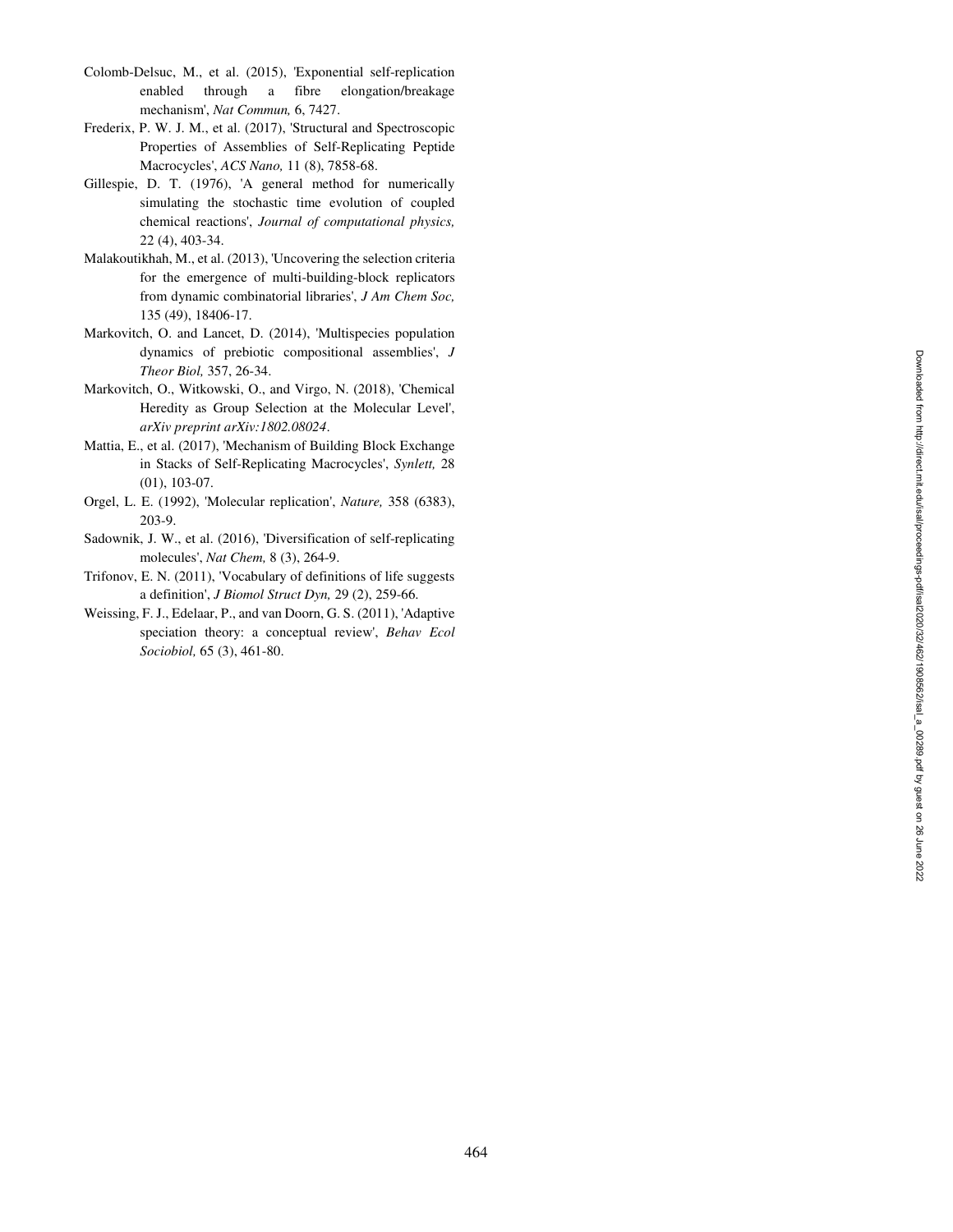Colomb-Delsuc, M., et al. (2015), 'Exponential self-replication enabled through a fibre elongation/breakage mechanism', *Nat Commun,* 6, 7427.

Frederix, P. W. J. M., et al. (2017), 'Structural and Spectroscopic Properties of Assemblies of Self-Replicating Peptide Macrocycles', *ACS Nano,* 11 (8), 7858-68.

Gillespie, D. T. (1976), 'A general method for numerically simulating the stochastic time evolution of coupled chemical reactions', *Journal of computational physics,* 22 (4), 403-34.

Malakoutikhah, M., et al. (2013), 'Uncovering the selection criteria for the emergence of multi-building-block replicators from dynamic combinatorial libraries', *J Am Chem Soc,* 135 (49), 18406-17.

Markovitch, O. and Lancet, D. (2014), 'Multispecies population dynamics of prebiotic compositional assemblies', *J Theor Biol,* 357, 26-34.

Markovitch, O., Witkowski, O., and Virgo, N. (2018), 'Chemical Heredity as Group Selection at the Molecular Level', *arXiv preprint arXiv:1802.08024*.

Mattia, E., et al. (2017), 'Mechanism of Building Block Exchange in Stacks of Self-Replicating Macrocycles', *Synlett,* 28 (01), 103-07.

Orgel, L. E. (1992), 'Molecular replication', *Nature,* 358 (6383), 203-9.

Sadownik, J. W., et al. (2016), 'Diversification of self-replicating molecules', *Nat Chem,* 8 (3), 264-9.

Trifonov, E. N. (2011), 'Vocabulary of definitions of life suggests a definition', *J Biomol Struct Dyn,* 29 (2), 259-66.

Weissing, F. J., Edelaar, P., and van Doorn, G. S. (2011), 'Adaptive speciation theory: a conceptual review', *Behav Ecol Sociobiol,* 65 (3), 461-80.